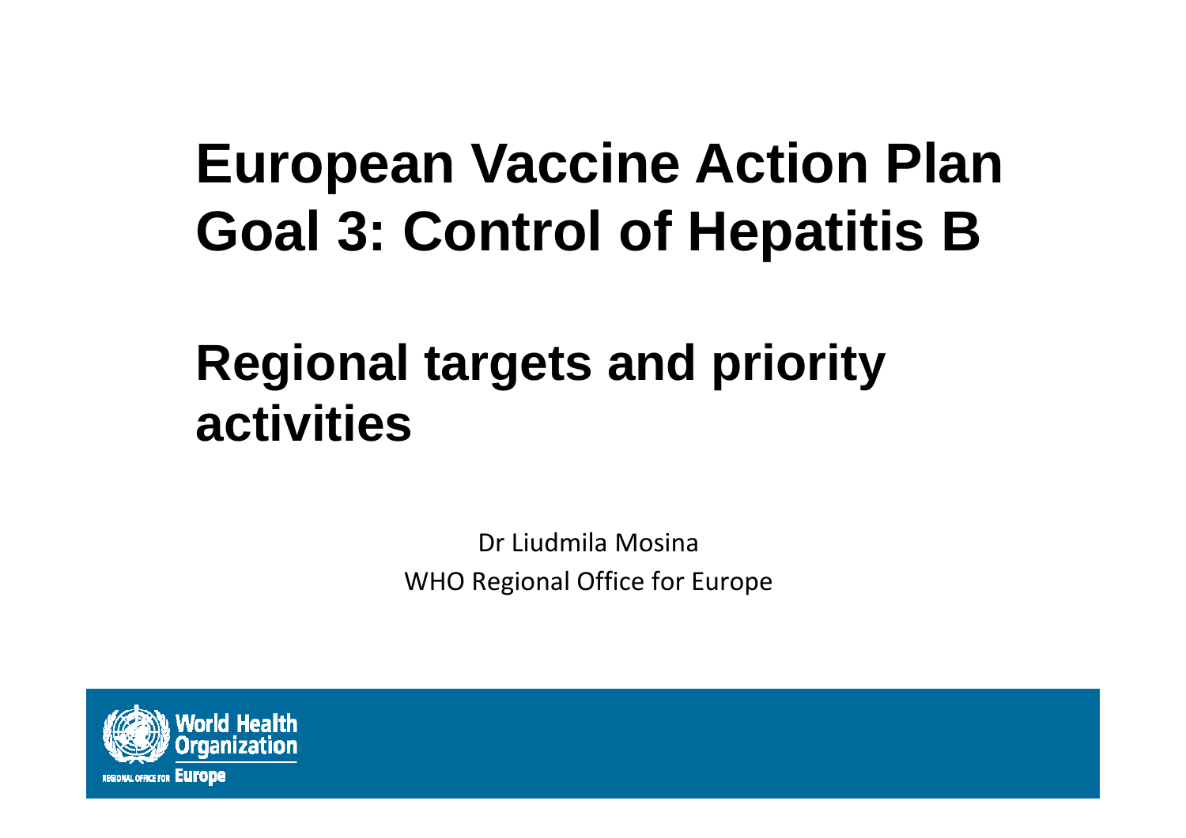# European Vaccine Action Plan Goal 3: Control of Hepatitis B

## Regional targets and priority activities

Dr Liudmila Mosina

WHO Regional Office for Europe

World Health Organization

REGIONAL OFFICE FOR Europe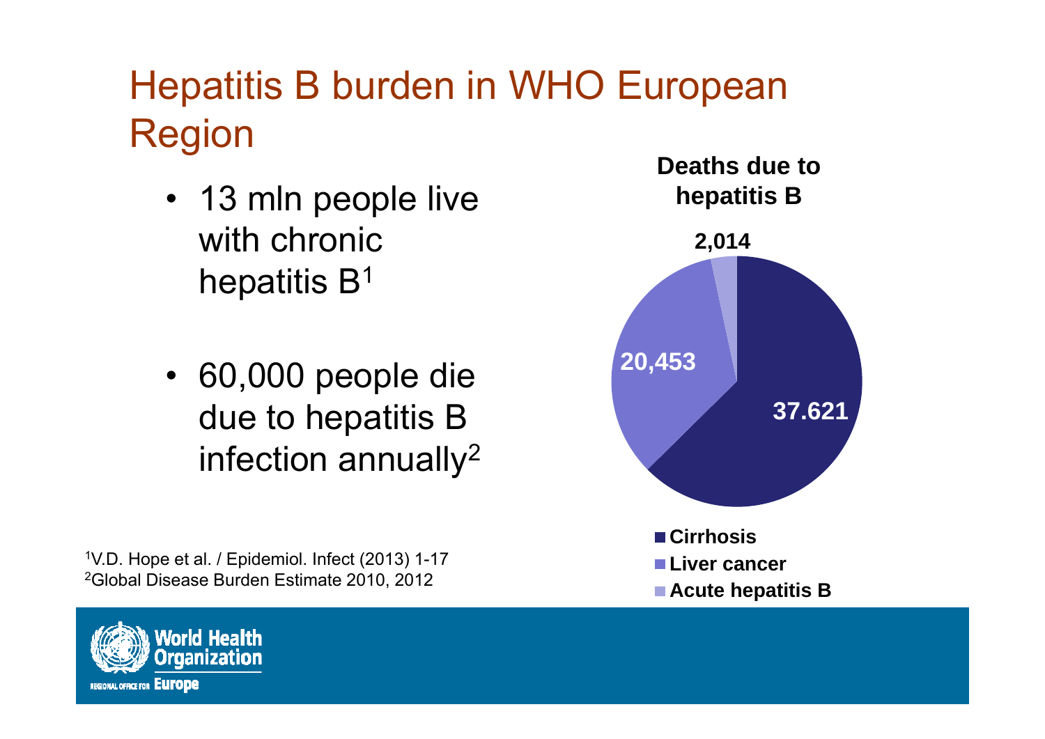# Hepatitis B burden in WHO European Region

- 13 mln people live with chronic hepatitis B[1]
- 60,000 people die due to hepatitis B infection annually[2]

**Deaths due to hepatitis B**

| Cause | Deaths |
| --- | --- |
| Cirrhosis | 37.621 |
| Liver cancer | 20,453 |
| Acute hepatitis B | 2,014 |

[1]V.D. Hope et al. / Epidemiol. Infect (2013) 1-17
[2]Global Disease Burden Estimate 2010, 2012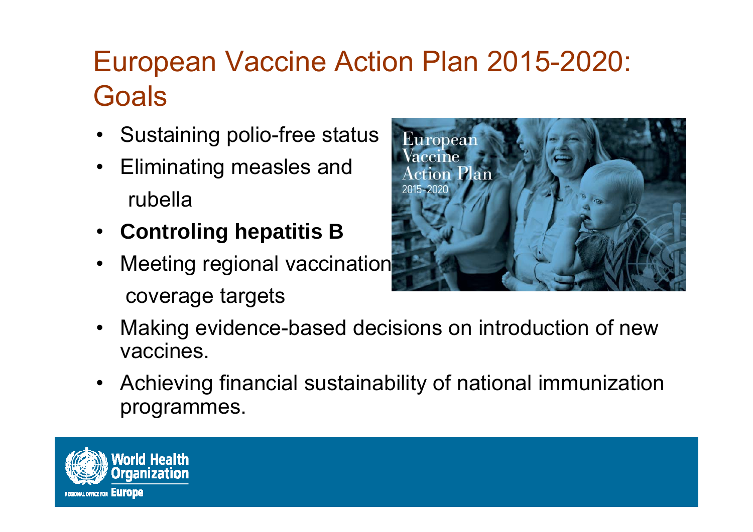# European Vaccine Action Plan 2015-2020: Goals

- Sustaining polio-free status
- Eliminating measles and rubella
- **Controling hepatitis B**
- Meeting regional vaccination coverage targets
- Making evidence-based decisions on introduction of new vaccines.
- Achieving financial sustainability of national immunization programmes.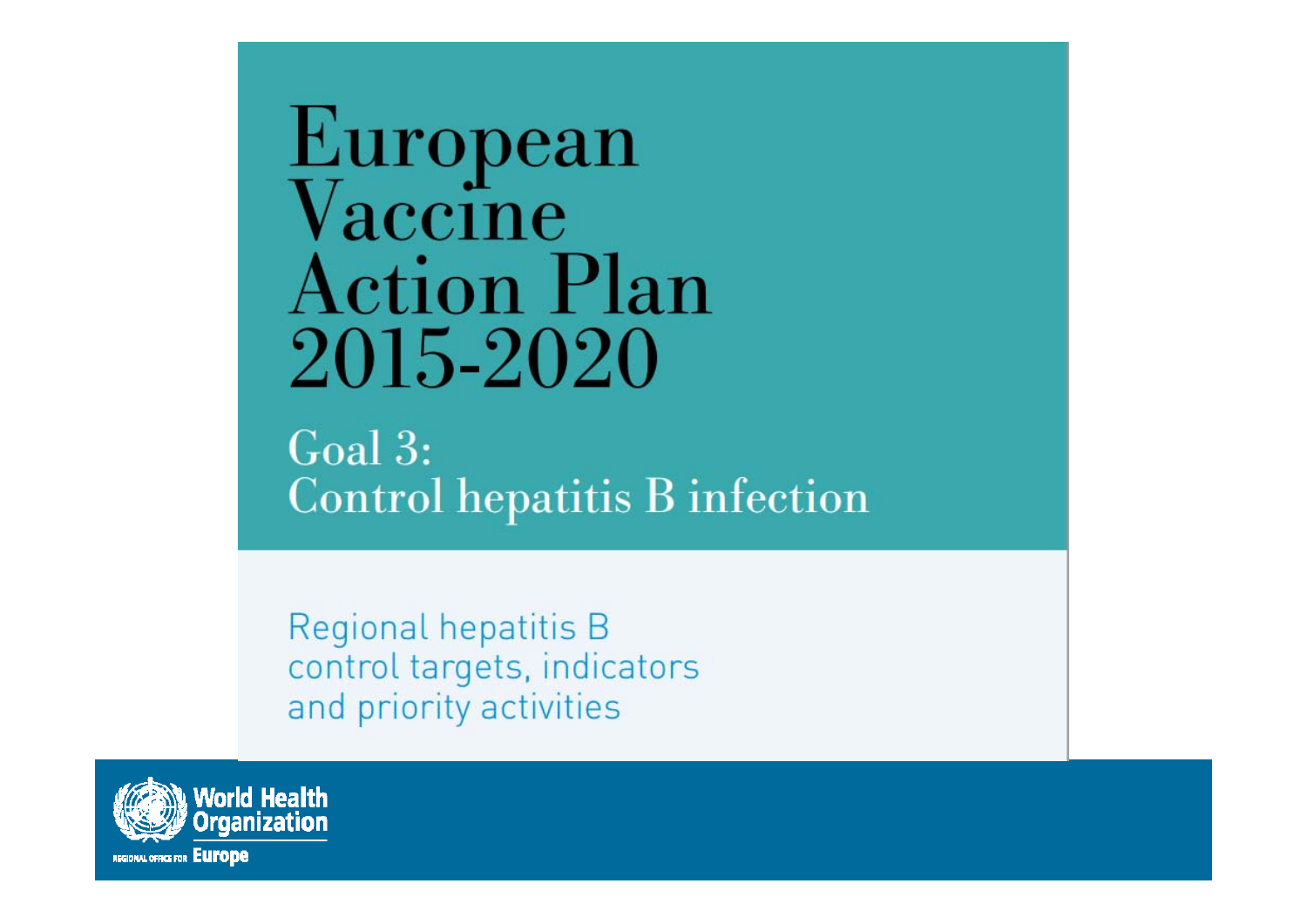# European Vaccine Action Plan 2015-2020

## Goal 3: Control hepatitis B infection

Regional hepatitis B control targets, indicators and priority activities

World Health Organization

REGIONAL OFFICE FOR Europe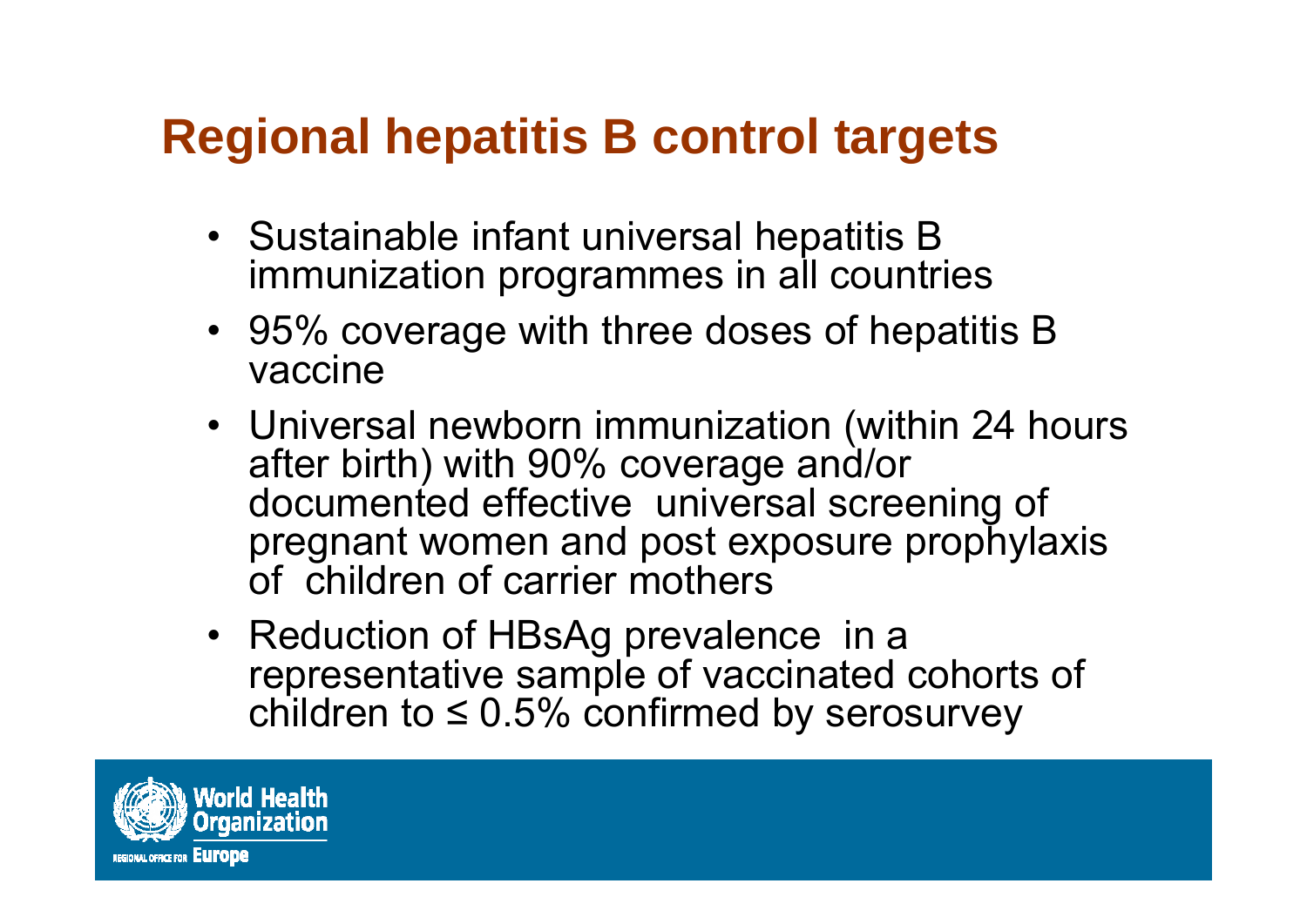# Regional hepatitis B control targets

- Sustainable infant universal hepatitis B immunization programmes in all countries
- 95% coverage with three doses of hepatitis B vaccine
- Universal newborn immunization (within 24 hours after birth) with 90% coverage and/or documented effective universal screening of pregnant women and post exposure prophylaxis of children of carrier mothers
- Reduction of HBsAg prevalence in a representative sample of vaccinated cohorts of children to ≤ 0.5% confirmed by serosurvey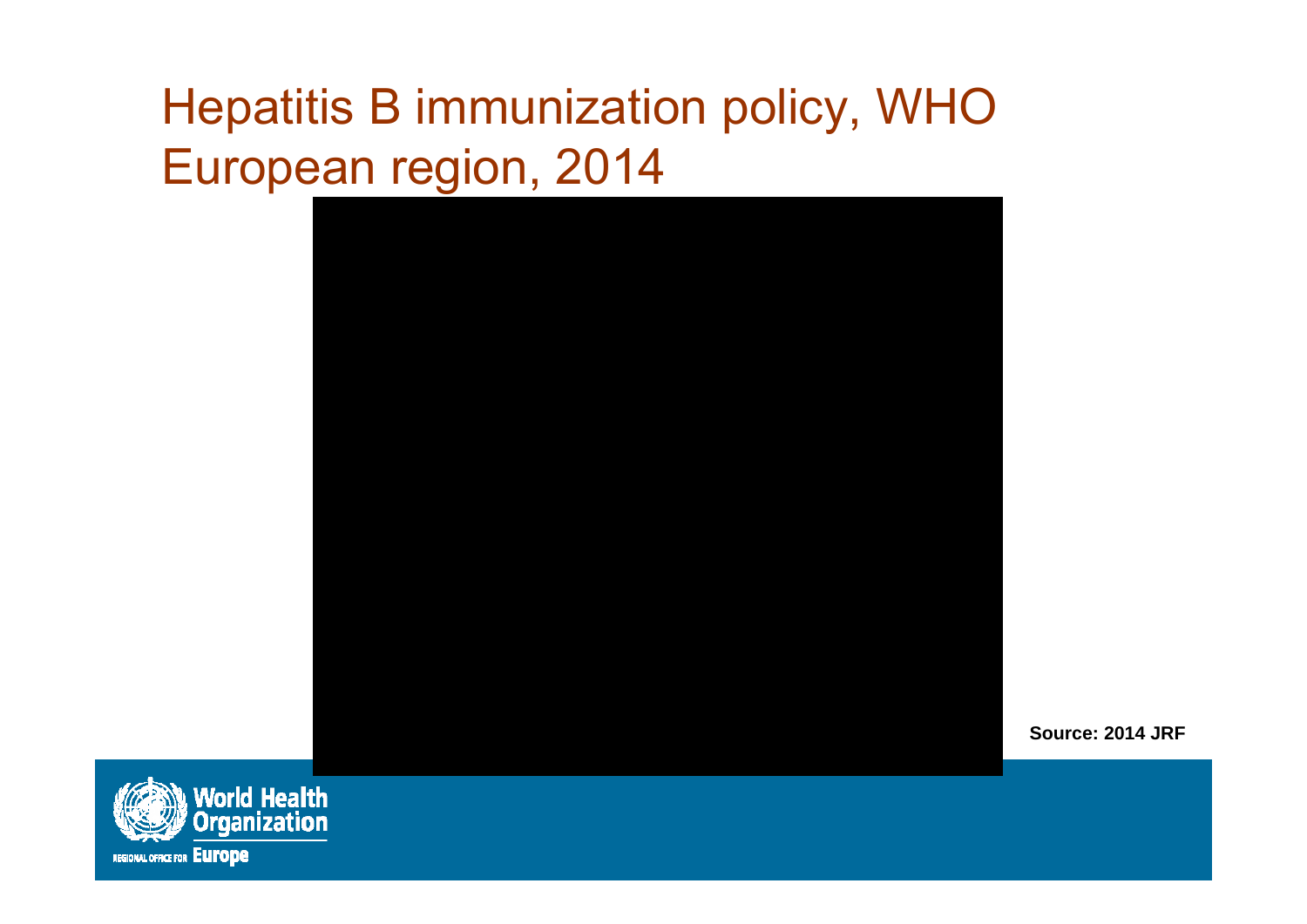# Hepatitis B immunization policy, WHO European region, 2014

Source: 2014 JRF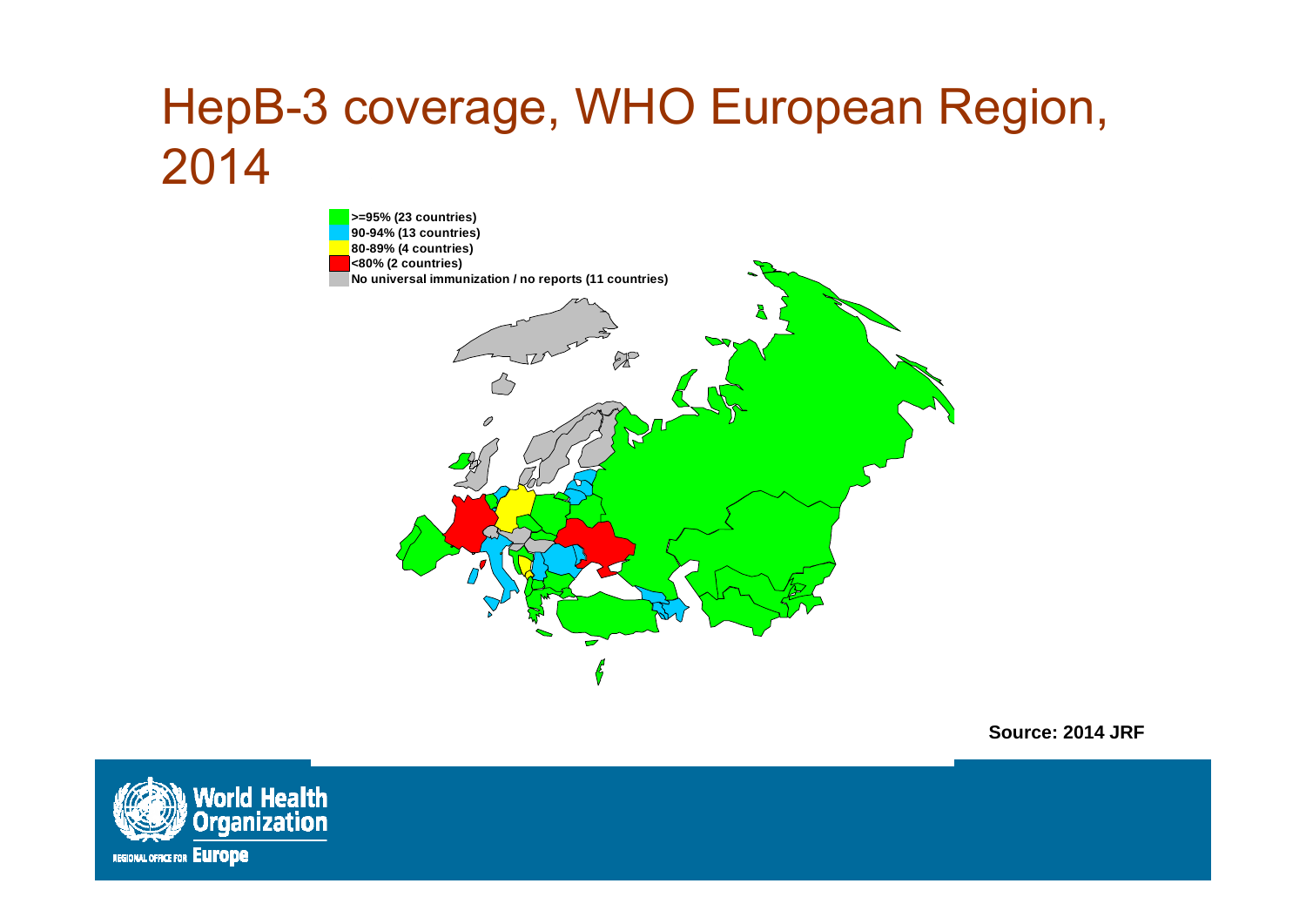# HepB-3 coverage, WHO European Region, 2014

- **>=95% (23 countries)**
- **90-94% (13 countries)**
- **80-89% (4 countries)**
- **<80% (2 countries)**
- **No universal immunization / no reports (11 countries)**

**Source: 2014 JRF**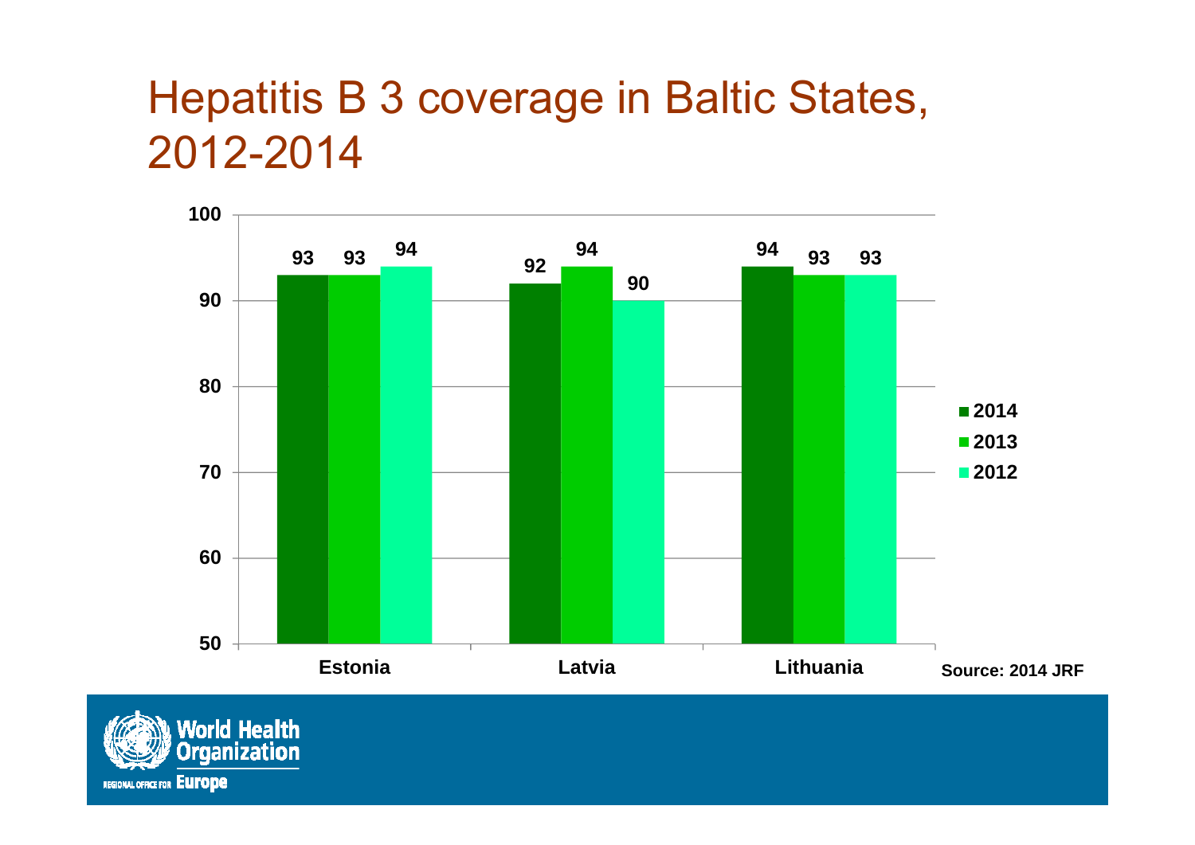# Hepatitis B 3 coverage in Baltic States, 2012-2014

| | 2014 | 2013 | 2012 |
|---|---|---|---|
| Estonia | 93 | 93 | 94 |
| Latvia | 92 | 94 | 90 |
| Lithuania | 94 | 93 | 93 |

Source: 2014 JRF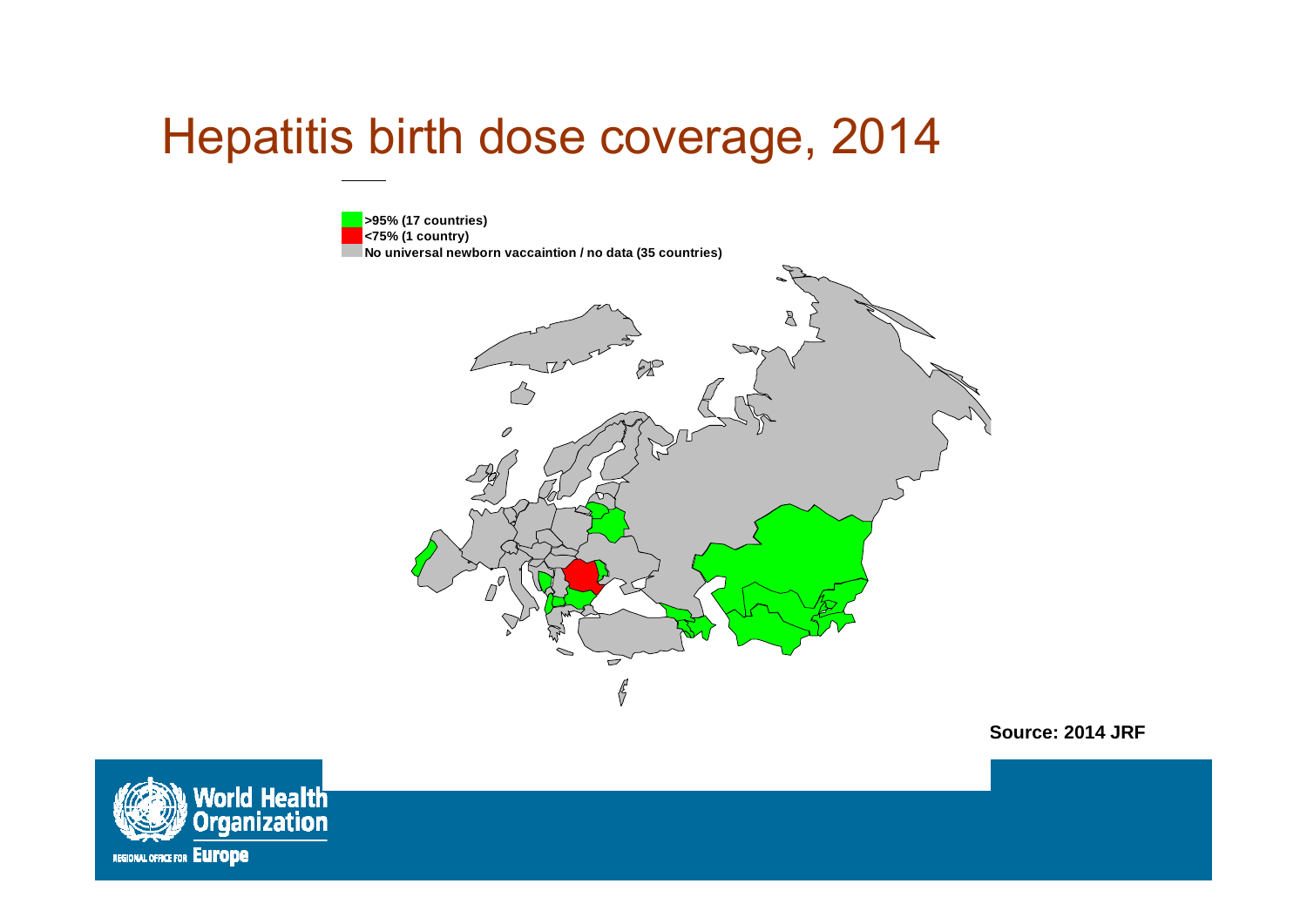# Hepatitis birth dose coverage, 2014

- **>95% (17 countries)**
- **<75% (1 country)**
- **No universal newborn vaccaintion / no data (35 countries)**

**Source: 2014 JRF**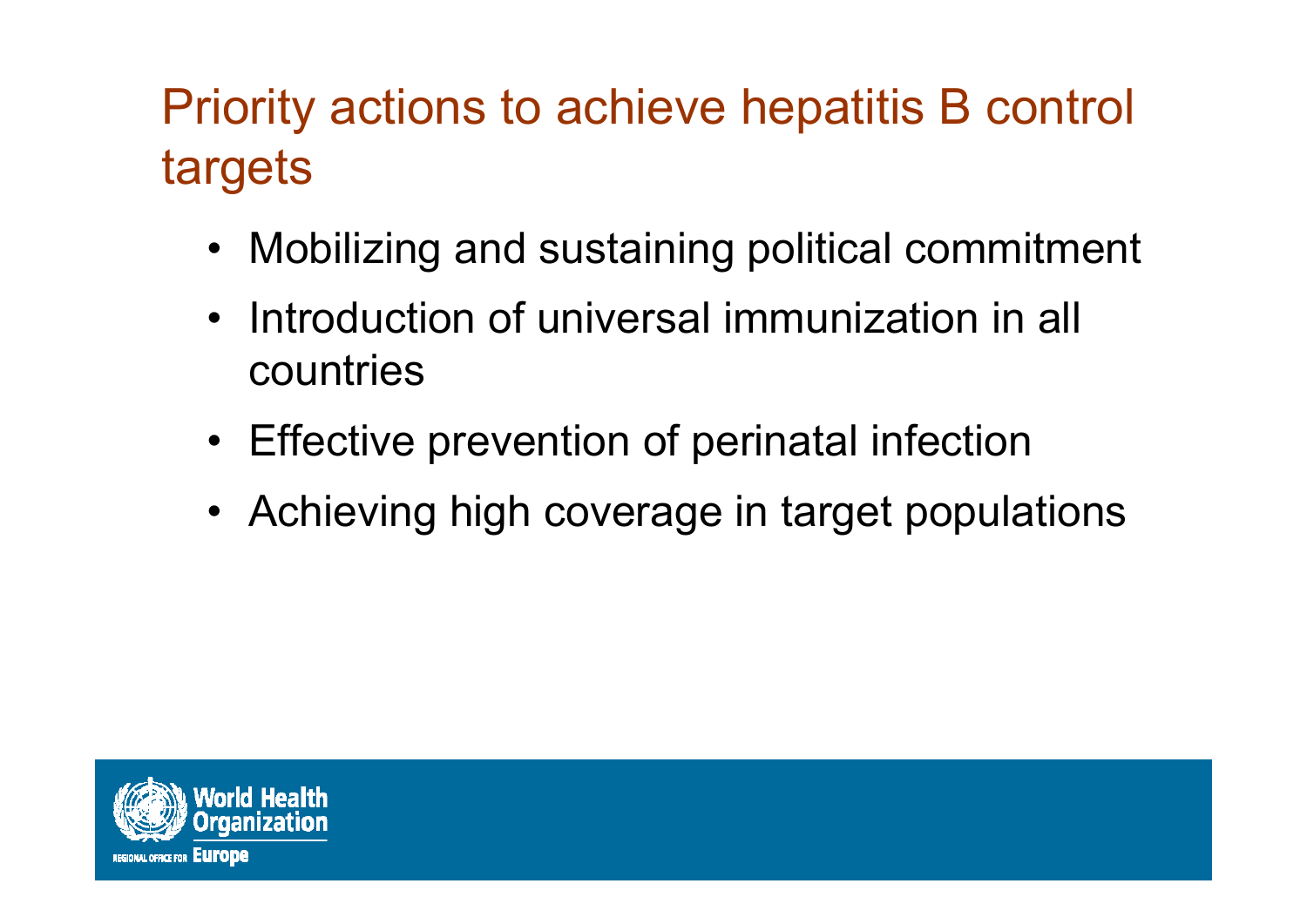# Priority actions to achieve hepatitis B control targets

- Mobilizing and sustaining political commitment
- Introduction of universal immunization in all countries
- Effective prevention of perinatal infection
- Achieving high coverage in target populations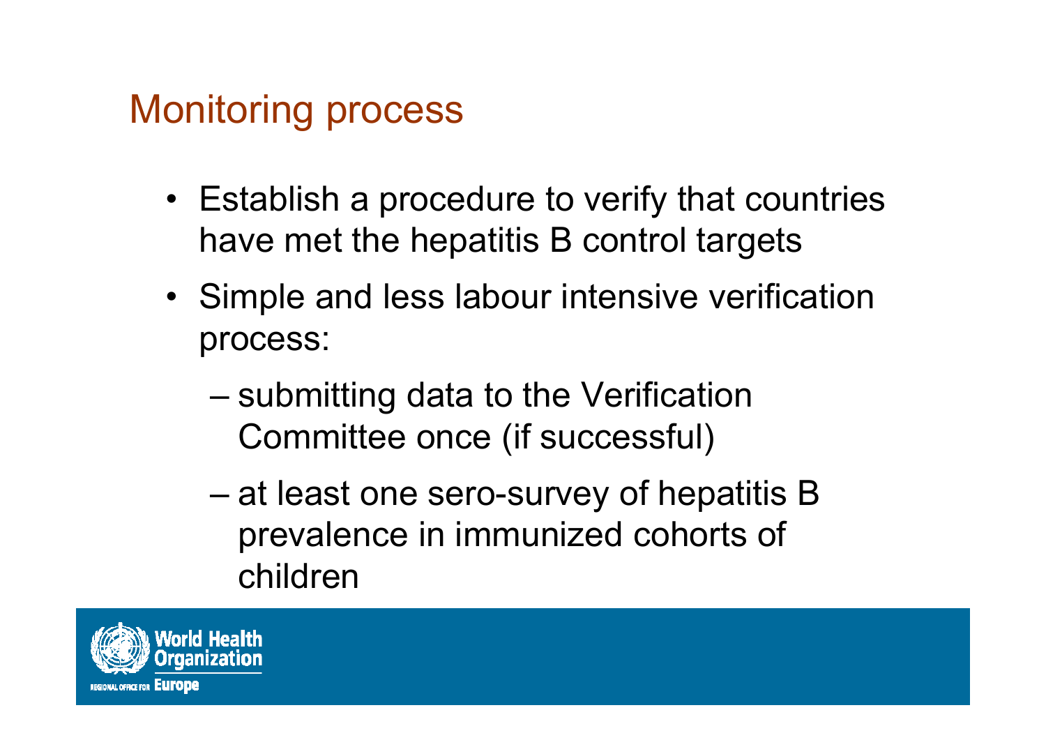# Monitoring process

- Establish a procedure to verify that countries have met the hepatitis B control targets
- Simple and less labour intensive verification process:
  - submitting data to the Verification Committee once (if successful)
  - at least one sero-survey of hepatitis B prevalence in immunized cohorts of children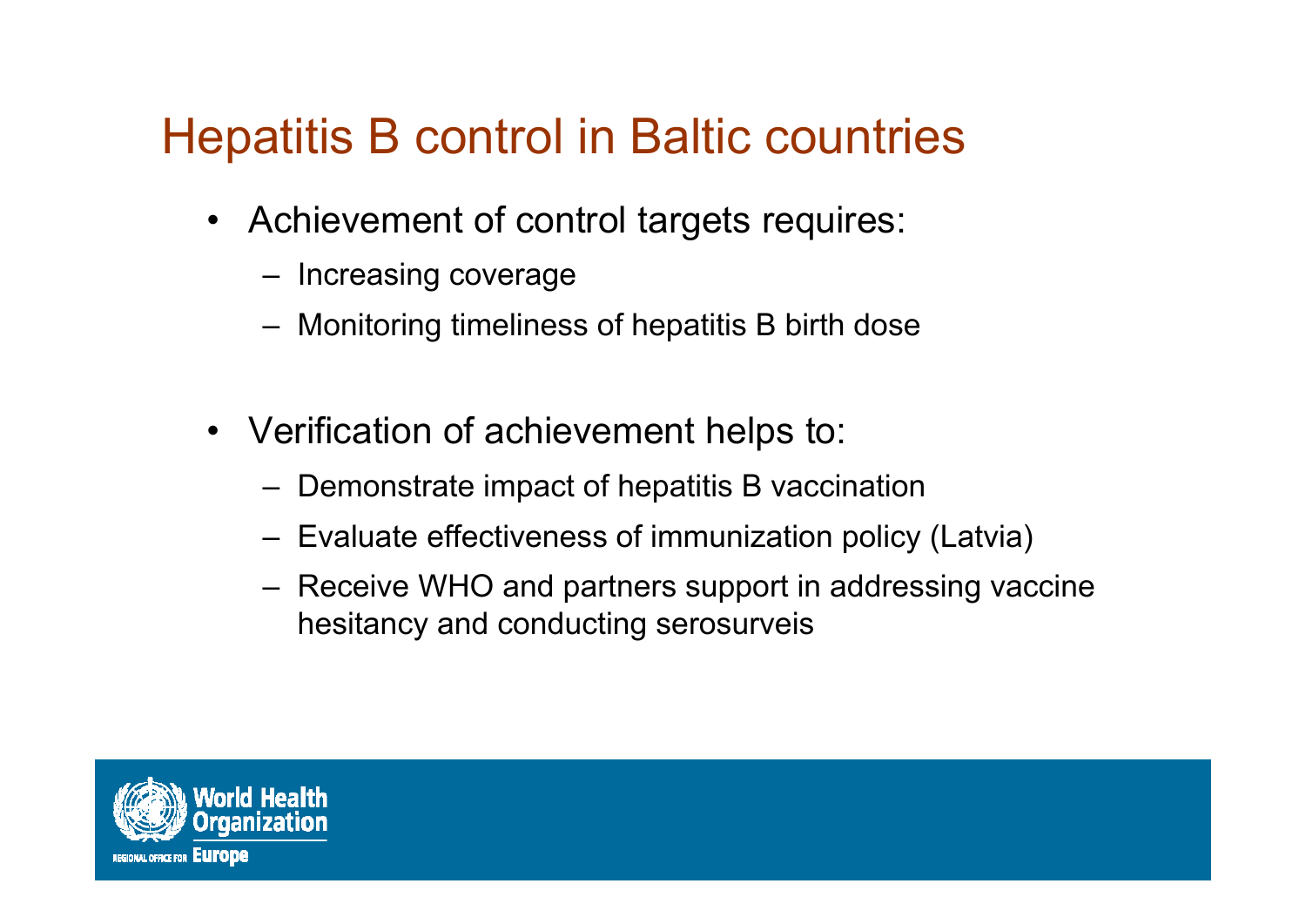# Hepatitis B control in Baltic countries

- Achievement of control targets requires:
  - Increasing coverage
  - Monitoring timeliness of hepatitis B birth dose

- Verification of achievement helps to:
  - Demonstrate impact of hepatitis B vaccination
  - Evaluate effectiveness of immunization policy (Latvia)
  - Receive WHO and partners support in addressing vaccine hesitancy and conducting serosurveis